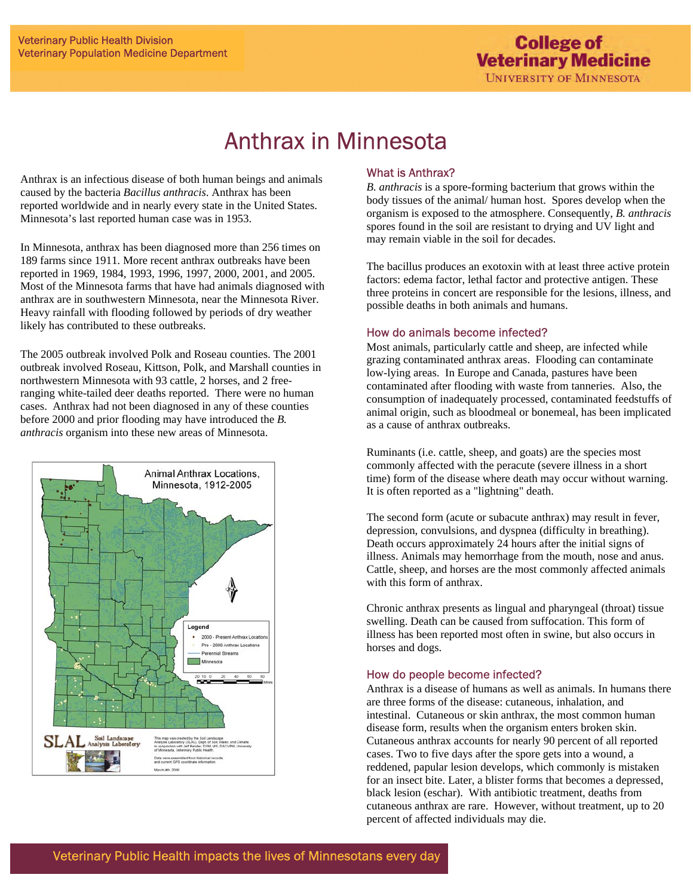Veterinary Public Health Division
Veterinary Population Medicine Department

**College of Veterinary Medicine**
UNIVERSITY OF MINNESOTA

# Anthrax in Minnesota

Anthrax is an infectious disease of both human beings and animals caused by the bacteria *Bacillus anthracis*. Anthrax has been reported worldwide and in nearly every state in the United States. Minnesota's last reported human case was in 1953.

In Minnesota, anthrax has been diagnosed more than 256 times on 189 farms since 1911. More recent anthrax outbreaks have been reported in 1969, 1984, 1993, 1996, 1997, 2000, 2001, and 2005. Most of the Minnesota farms that have had animals diagnosed with anthrax are in southwestern Minnesota, near the Minnesota River. Heavy rainfall with flooding followed by periods of dry weather likely has contributed to these outbreaks.

The 2005 outbreak involved Polk and Roseau counties. The 2001 outbreak involved Roseau, Kittson, Polk, and Marshall counties in northwestern Minnesota with 93 cattle, 2 horses, and 2 free-ranging white-tailed deer deaths reported. There were no human cases. Anthrax had not been diagnosed in any of these counties before 2000 and prior flooding may have introduced the *B. anthracis* organism into these new areas of Minnesota.

Animal Anthrax Locations, Minnesota, 1912-2005

Legend: 2000 - Present Anthrax Locations; Pre - 2000 Anthrax Locations; Perennial Streams; Minnesota

SLAL Soil Landscape Analysis Laboratory

This map was created by the Soil Landscape Analysis Laboratory (SLAL), Dept. of Soil, Water, and Climate, in conjunction with Jeff Bender, DVM, MS, DACVPM, University of Minnesota, Veterinary Public Health.

Data were assembled from historical records and current GPS coordinate information.

March 4th, 2006

## What is Anthrax?

*B. anthracis* is a spore-forming bacterium that grows within the body tissues of the animal/ human host. Spores develop when the organism is exposed to the atmosphere. Consequently, *B. anthracis* spores found in the soil are resistant to drying and UV light and may remain viable in the soil for decades.

The bacillus produces an exotoxin with at least three active protein factors: edema factor, lethal factor and protective antigen. These three proteins in concert are responsible for the lesions, illness, and possible deaths in both animals and humans.

## How do animals become infected?

Most animals, particularly cattle and sheep, are infected while grazing contaminated anthrax areas. Flooding can contaminate low-lying areas. In Europe and Canada, pastures have been contaminated after flooding with waste from tanneries. Also, the consumption of inadequately processed, contaminated feedstuffs of animal origin, such as bloodmeal or bonemeal, has been implicated as a cause of anthrax outbreaks.

Ruminants (i.e. cattle, sheep, and goats) are the species most commonly affected with the peracute (severe illness in a short time) form of the disease where death may occur without warning. It is often reported as a "lightning" death.

The second form (acute or subacute anthrax) may result in fever, depression, convulsions, and dyspnea (difficulty in breathing). Death occurs approximately 24 hours after the initial signs of illness. Animals may hemorrhage from the mouth, nose and anus. Cattle, sheep, and horses are the most commonly affected animals with this form of anthrax.

Chronic anthrax presents as lingual and pharyngeal (throat) tissue swelling. Death can be caused from suffocation. This form of illness has been reported most often in swine, but also occurs in horses and dogs.

## How do people become infected?

Anthrax is a disease of humans as well as animals. In humans there are three forms of the disease: cutaneous, inhalation, and intestinal. Cutaneous or skin anthrax, the most common human disease form, results when the organism enters broken skin. Cutaneous anthrax accounts for nearly 90 percent of all reported cases. Two to five days after the spore gets into a wound, a reddened, papular lesion develops, which commonly is mistaken for an insect bite. Later, a blister forms that becomes a depressed, black lesion (eschar). With antibiotic treatment, deaths from cutaneous anthrax are rare. However, without treatment, up to 20 percent of affected individuals may die.

Veterinary Public Health impacts the lives of Minnesotans every day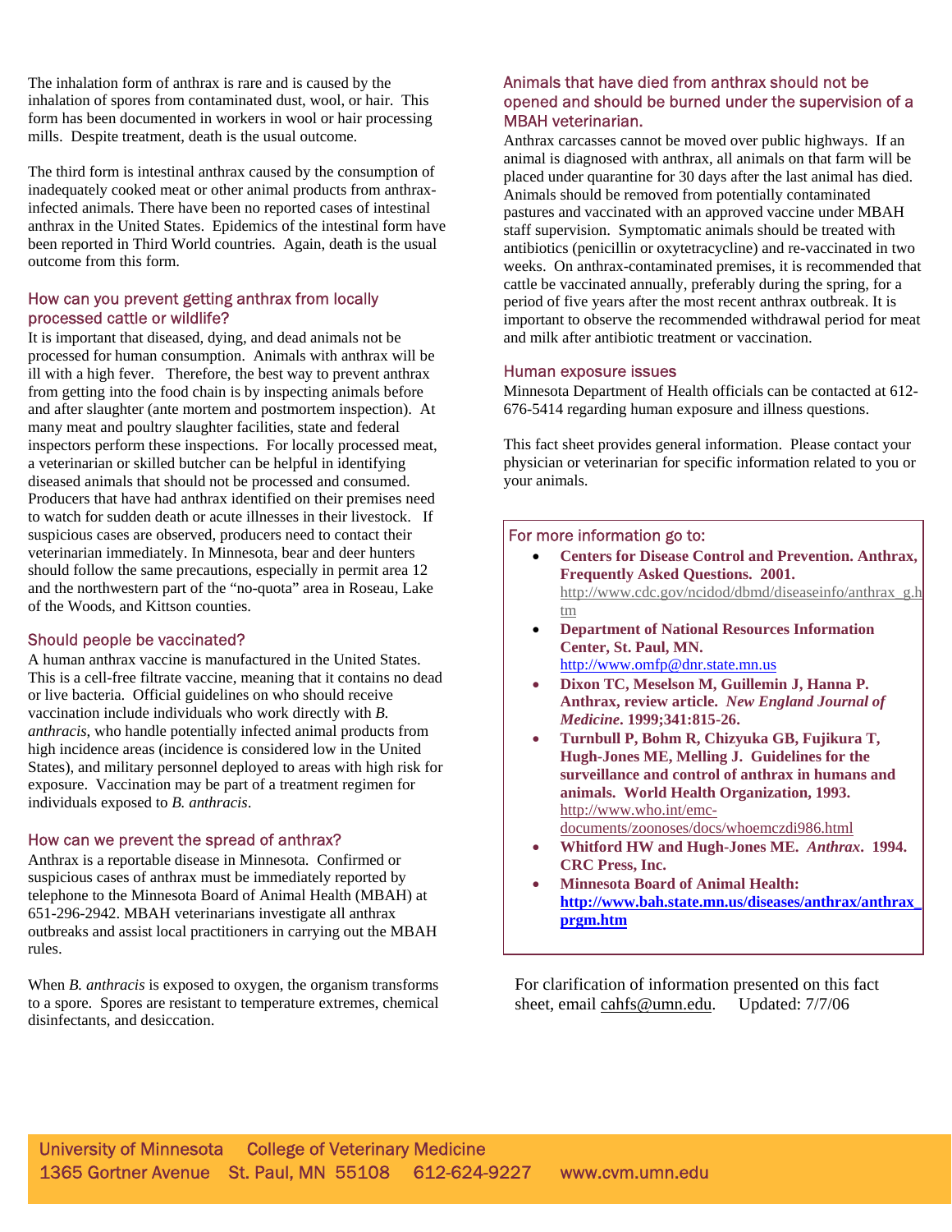The inhalation form of anthrax is rare and is caused by the inhalation of spores from contaminated dust, wool, or hair. This form has been documented in workers in wool or hair processing mills. Despite treatment, death is the usual outcome.

The third form is intestinal anthrax caused by the consumption of inadequately cooked meat or other animal products from anthrax-infected animals. There have been no reported cases of intestinal anthrax in the United States. Epidemics of the intestinal form have been reported in Third World countries. Again, death is the usual outcome from this form.

## How can you prevent getting anthrax from locally processed cattle or wildlife?

It is important that diseased, dying, and dead animals not be processed for human consumption. Animals with anthrax will be ill with a high fever. Therefore, the best way to prevent anthrax from getting into the food chain is by inspecting animals before and after slaughter (ante mortem and postmortem inspection). At many meat and poultry slaughter facilities, state and federal inspectors perform these inspections. For locally processed meat, a veterinarian or skilled butcher can be helpful in identifying diseased animals that should not be processed and consumed. Producers that have had anthrax identified on their premises need to watch for sudden death or acute illnesses in their livestock. If suspicious cases are observed, producers need to contact their veterinarian immediately. In Minnesota, bear and deer hunters should follow the same precautions, especially in permit area 12 and the northwestern part of the "no-quota" area in Roseau, Lake of the Woods, and Kittson counties.

## Should people be vaccinated?

A human anthrax vaccine is manufactured in the United States. This is a cell-free filtrate vaccine, meaning that it contains no dead or live bacteria. Official guidelines on who should receive vaccination include individuals who work directly with *B. anthracis*, who handle potentially infected animal products from high incidence areas (incidence is considered low in the United States), and military personnel deployed to areas with high risk for exposure. Vaccination may be part of a treatment regimen for individuals exposed to *B. anthracis*.

## How can we prevent the spread of anthrax?

Anthrax is a reportable disease in Minnesota. Confirmed or suspicious cases of anthrax must be immediately reported by telephone to the Minnesota Board of Animal Health (MBAH) at 651-296-2942. MBAH veterinarians investigate all anthrax outbreaks and assist local practitioners in carrying out the MBAH rules.

When *B. anthracis* is exposed to oxygen, the organism transforms to a spore. Spores are resistant to temperature extremes, chemical disinfectants, and desiccation.

## Animals that have died from anthrax should not be opened and should be burned under the supervision of a MBAH veterinarian.

Anthrax carcasses cannot be moved over public highways. If an animal is diagnosed with anthrax, all animals on that farm will be placed under quarantine for 30 days after the last animal has died. Animals should be removed from potentially contaminated pastures and vaccinated with an approved vaccine under MBAH staff supervision. Symptomatic animals should be treated with antibiotics (penicillin or oxytetracycline) and re-vaccinated in two weeks. On anthrax-contaminated premises, it is recommended that cattle be vaccinated annually, preferably during the spring, for a period of five years after the most recent anthrax outbreak. It is important to observe the recommended withdrawal period for meat and milk after antibiotic treatment or vaccination.

## Human exposure issues

Minnesota Department of Health officials can be contacted at 612-676-5414 regarding human exposure and illness questions.

This fact sheet provides general information. Please contact your physician or veterinarian for specific information related to you or your animals.

## For more information go to:

- **Centers for Disease Control and Prevention. Anthrax, Frequently Asked Questions. 2001.** http://www.cdc.gov/ncidod/dbmd/diseaseinfo/anthrax_g.htm
- **Department of National Resources Information Center, St. Paul, MN.** http://www.omfp@dnr.state.mn.us
- **Dixon TC, Meselson M, Guillemin J, Hanna P. Anthrax, review article. *New England Journal of Medicine*. 1999;341:815-26.**
- **Turnbull P, Bohm R, Chizyuka GB, Fujikura T, Hugh-Jones ME, Melling J. Guidelines for the surveillance and control of anthrax in humans and animals. World Health Organization, 1993.** http://www.who.int/emc-documents/zoonoses/docs/whoemczdi986.html
- **Whitford HW and Hugh-Jones ME. *Anthrax*. 1994. CRC Press, Inc.**
- **Minnesota Board of Animal Health: http://www.bah.state.mn.us/diseases/anthrax/anthrax_prgm.htm**

For clarification of information presented on this fact sheet, email cahfs@umn.edu. Updated: 7/7/06

University of Minnesota College of Veterinary Medicine
1365 Gortner Avenue St. Paul, MN 55108 612-624-9227 www.cvm.umn.edu